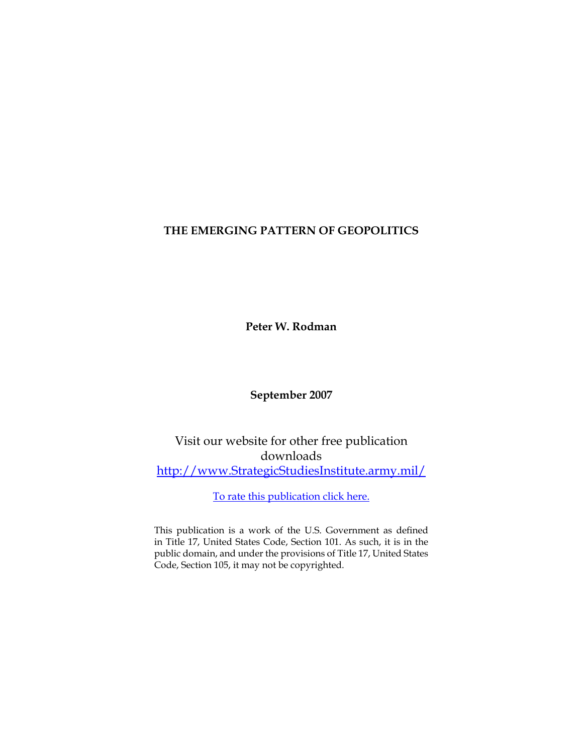# THE EMERGING PATTERN OF GEOPOLITICS

**Peter W. Rodman**

**September 2007**

Visit our website for other free publication downloads
[http://www.StrategicStudiesInstitute.army.mil/](http://www.StrategicStudiesInstitute.army.mil/)

To rate this publication click here.

This publication is a work of the U.S. Government as defined in Title 17, United States Code, Section 101. As such, it is in the public domain, and under the provisions of Title 17, United States Code, Section 105, it may not be copyrighted.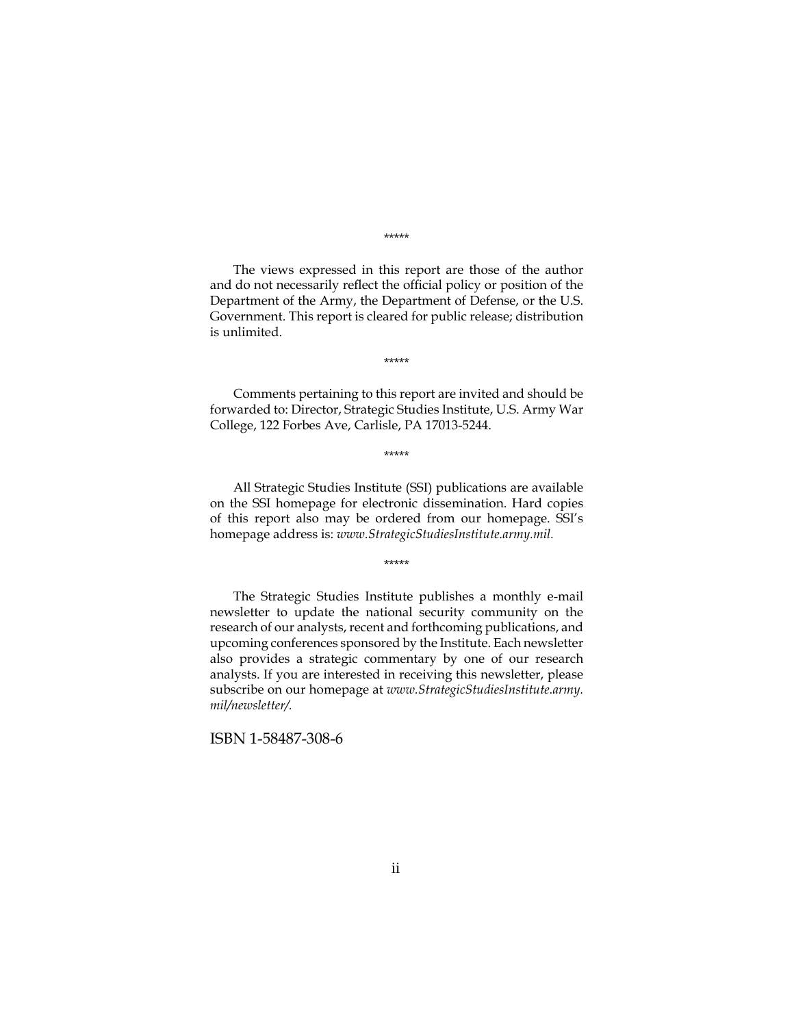*****

The views expressed in this report are those of the author and do not necessarily reflect the official policy or position of the Department of the Army, the Department of Defense, or the U.S. Government. This report is cleared for public release; distribution is unlimited.

*****

Comments pertaining to this report are invited and should be forwarded to: Director, Strategic Studies Institute, U.S. Army War College, 122 Forbes Ave, Carlisle, PA 17013-5244.

*****

All Strategic Studies Institute (SSI) publications are available on the SSI homepage for electronic dissemination. Hard copies of this report also may be ordered from our homepage. SSI's homepage address is: *www.StrategicStudiesInstitute.army.mil.*

*****

The Strategic Studies Institute publishes a monthly e-mail newsletter to update the national security community on the research of our analysts, recent and forthcoming publications, and upcoming conferences sponsored by the Institute. Each newsletter also provides a strategic commentary by one of our research analysts. If you are interested in receiving this newsletter, please subscribe on our homepage at *www.StrategicStudiesInstitute.army.mil/newsletter/.*

ISBN 1-58487-308-6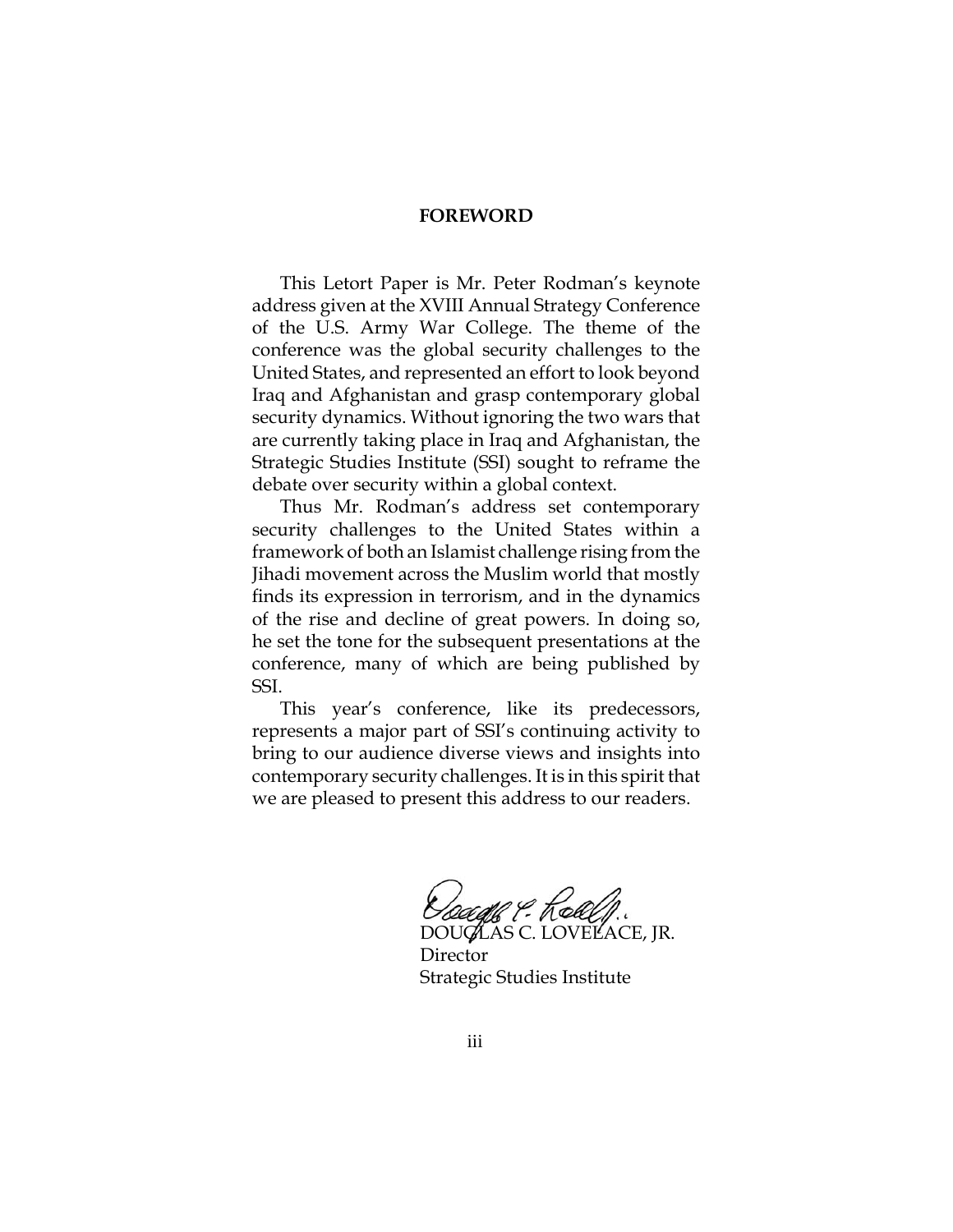## FOREWORD

This Letort Paper is Mr. Peter Rodman's keynote address given at the XVIII Annual Strategy Conference of the U.S. Army War College. The theme of the conference was the global security challenges to the United States, and represented an effort to look beyond Iraq and Afghanistan and grasp contemporary global security dynamics. Without ignoring the two wars that are currently taking place in Iraq and Afghanistan, the Strategic Studies Institute (SSI) sought to reframe the debate over security within a global context.

Thus Mr. Rodman's address set contemporary security challenges to the United States within a framework of both an Islamist challenge rising from the Jihadi movement across the Muslim world that mostly finds its expression in terrorism, and in the dynamics of the rise and decline of great powers. In doing so, he set the tone for the subsequent presentations at the conference, many of which are being published by SSI.

This year's conference, like its predecessors, represents a major part of SSI's continuing activity to bring to our audience diverse views and insights into contemporary security challenges. It is in this spirit that we are pleased to present this address to our readers.

DOUGLAS C. LOVELACE, JR.
Director
Strategic Studies Institute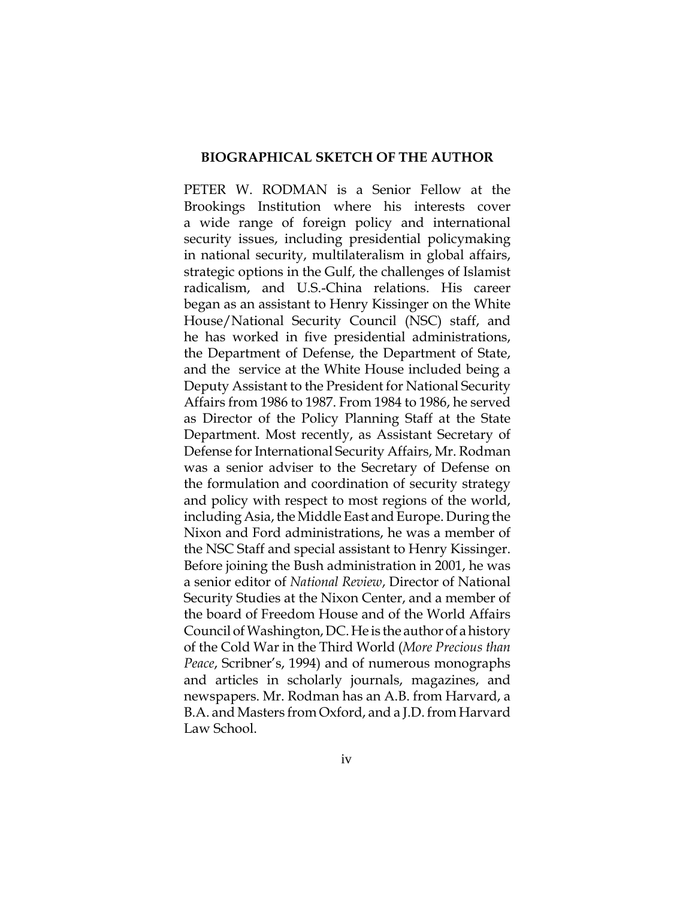## BIOGRAPHICAL SKETCH OF THE AUTHOR

PETER W. RODMAN is a Senior Fellow at the Brookings Institution where his interests cover a wide range of foreign policy and international security issues, including presidential policymaking in national security, multilateralism in global affairs, strategic options in the Gulf, the challenges of Islamist radicalism, and U.S.-China relations. His career began as an assistant to Henry Kissinger on the White House/National Security Council (NSC) staff, and he has worked in five presidential administrations, the Department of Defense, the Department of State, and the  service at the White House included being a Deputy Assistant to the President for National Security Affairs from 1986 to 1987. From 1984 to 1986, he served as Director of the Policy Planning Staff at the State Department. Most recently, as Assistant Secretary of Defense for International Security Affairs, Mr. Rodman was a senior adviser to the Secretary of Defense on the formulation and coordination of security strategy and policy with respect to most regions of the world, including Asia, the Middle East and Europe. During the Nixon and Ford administrations, he was a member of the NSC Staff and special assistant to Henry Kissinger. Before joining the Bush administration in 2001, he was a senior editor of *National Review*, Director of National Security Studies at the Nixon Center, and a member of the board of Freedom House and of the World Affairs Council of Washington, DC. He is the author of a history of the Cold War in the Third World (*More Precious than Peace*, Scribner's, 1994) and of numerous monographs and articles in scholarly journals, magazines, and newspapers. Mr. Rodman has an A.B. from Harvard, a B.A. and Masters from Oxford, and a J.D. from Harvard Law School.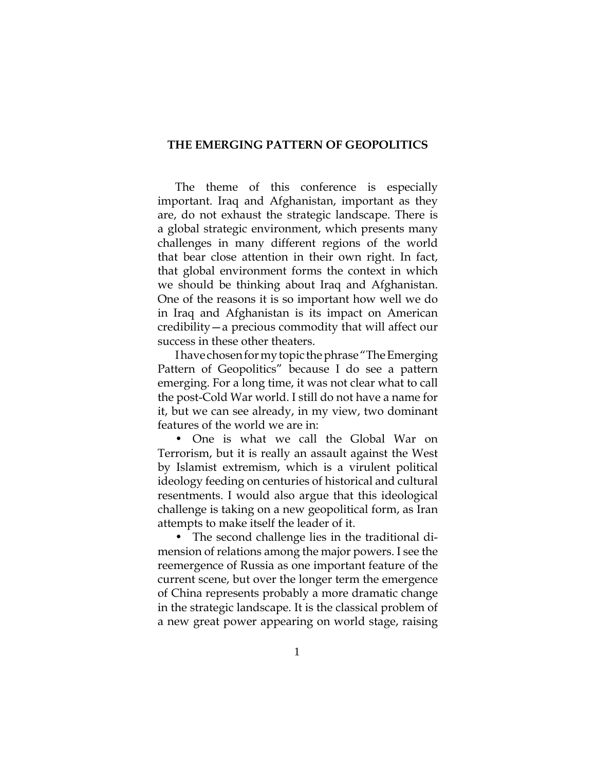# THE EMERGING PATTERN OF GEOPOLITICS

The theme of this conference is especially important. Iraq and Afghanistan, important as they are, do not exhaust the strategic landscape. There is a global strategic environment, which presents many challenges in many different regions of the world that bear close attention in their own right. In fact, that global environment forms the context in which we should be thinking about Iraq and Afghanistan. One of the reasons it is so important how well we do in Iraq and Afghanistan is its impact on American credibility—a precious commodity that will affect our success in these other theaters.

I have chosen for my topic the phrase "The Emerging Pattern of Geopolitics" because I do see a pattern emerging. For a long time, it was not clear what to call the post-Cold War world. I still do not have a name for it, but we can see already, in my view, two dominant features of the world we are in:

- One is what we call the Global War on Terrorism, but it is really an assault against the West by Islamist extremism, which is a virulent political ideology feeding on centuries of historical and cultural resentments. I would also argue that this ideological challenge is taking on a new geopolitical form, as Iran attempts to make itself the leader of it.
- The second challenge lies in the traditional dimension of relations among the major powers. I see the reemergence of Russia as one important feature of the current scene, but over the longer term the emergence of China represents probably a more dramatic change in the strategic landscape. It is the classical problem of a new great power appearing on world stage, raising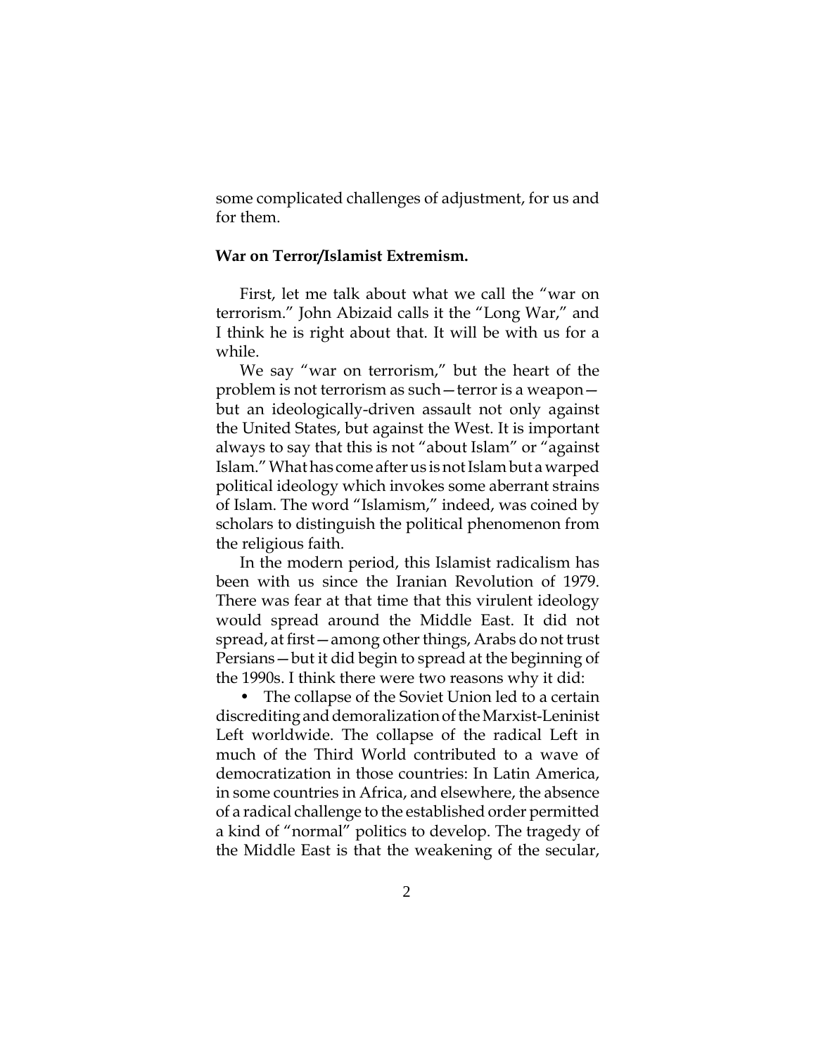some complicated challenges of adjustment, for us and for them.

**War on Terror/Islamist Extremism.**

First, let me talk about what we call the "war on terrorism." John Abizaid calls it the "Long War," and I think he is right about that. It will be with us for a while.

We say "war on terrorism," but the heart of the problem is not terrorism as such—terror is a weapon—but an ideologically-driven assault not only against the United States, but against the West. It is important always to say that this is not "about Islam" or "against Islam." What has come after us is not Islam but a warped political ideology which invokes some aberrant strains of Islam. The word "Islamism," indeed, was coined by scholars to distinguish the political phenomenon from the religious faith.

In the modern period, this Islamist radicalism has been with us since the Iranian Revolution of 1979. There was fear at that time that this virulent ideology would spread around the Middle East. It did not spread, at first—among other things, Arabs do not trust Persians—but it did begin to spread at the beginning of the 1990s. I think there were two reasons why it did:

- The collapse of the Soviet Union led to a certain discrediting and demoralization of the Marxist-Leninist Left worldwide. The collapse of the radical Left in much of the Third World contributed to a wave of democratization in those countries: In Latin America, in some countries in Africa, and elsewhere, the absence of a radical challenge to the established order permitted a kind of "normal" politics to develop. The tragedy of the Middle East is that the weakening of the secular,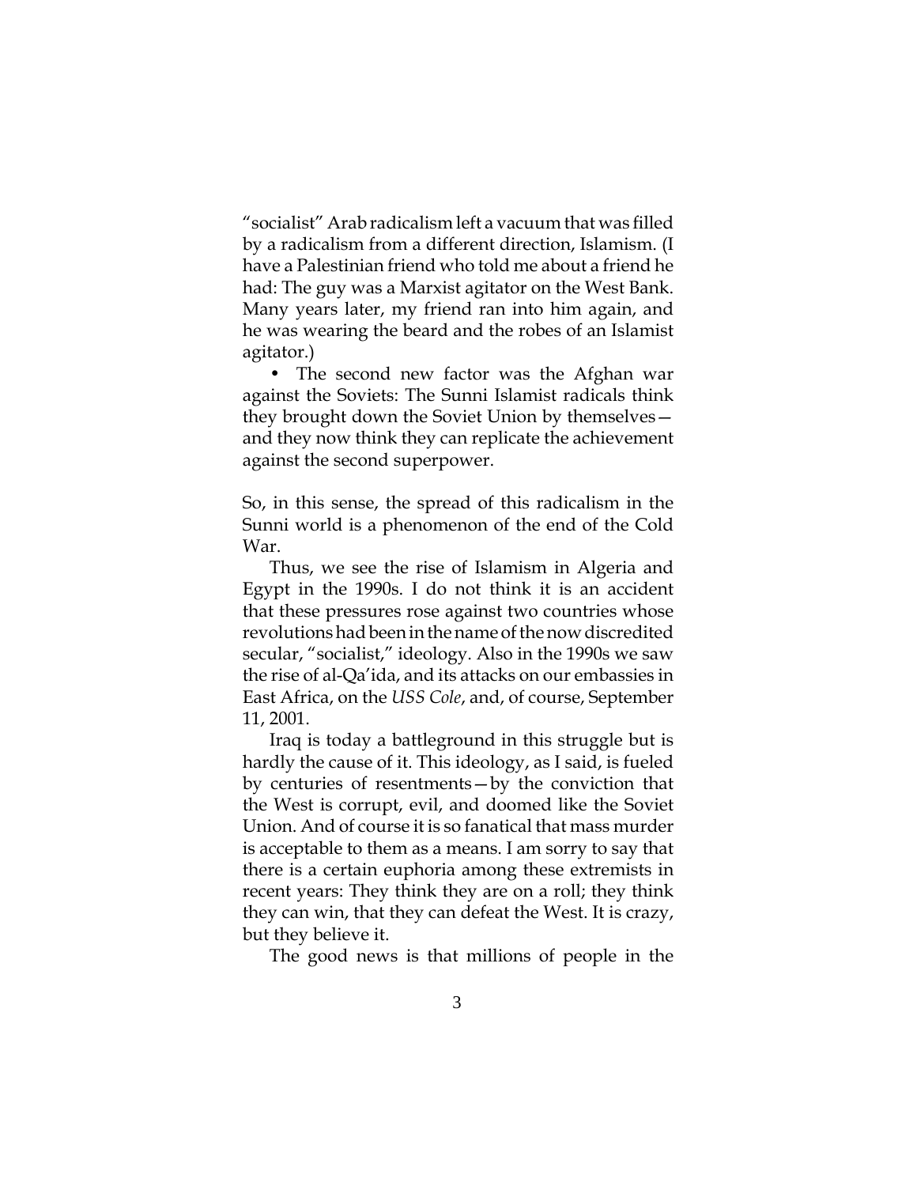"socialist" Arab radicalism left a vacuum that was filled by a radicalism from a different direction, Islamism. (I have a Palestinian friend who told me about a friend he had: The guy was a Marxist agitator on the West Bank. Many years later, my friend ran into him again, and he was wearing the beard and the robes of an Islamist agitator.)

- The second new factor was the Afghan war against the Soviets: The Sunni Islamist radicals think they brought down the Soviet Union by themselves—and they now think they can replicate the achievement against the second superpower.

So, in this sense, the spread of this radicalism in the Sunni world is a phenomenon of the end of the Cold War.

Thus, we see the rise of Islamism in Algeria and Egypt in the 1990s. I do not think it is an accident that these pressures rose against two countries whose revolutions had been in the name of the now discredited secular, "socialist," ideology. Also in the 1990s we saw the rise of al-Qa'ida, and its attacks on our embassies in East Africa, on the *USS Cole*, and, of course, September 11, 2001.

Iraq is today a battleground in this struggle but is hardly the cause of it. This ideology, as I said, is fueled by centuries of resentments—by the conviction that the West is corrupt, evil, and doomed like the Soviet Union. And of course it is so fanatical that mass murder is acceptable to them as a means. I am sorry to say that there is a certain euphoria among these extremists in recent years: They think they are on a roll; they think they can win, that they can defeat the West. It is crazy, but they believe it.

The good news is that millions of people in the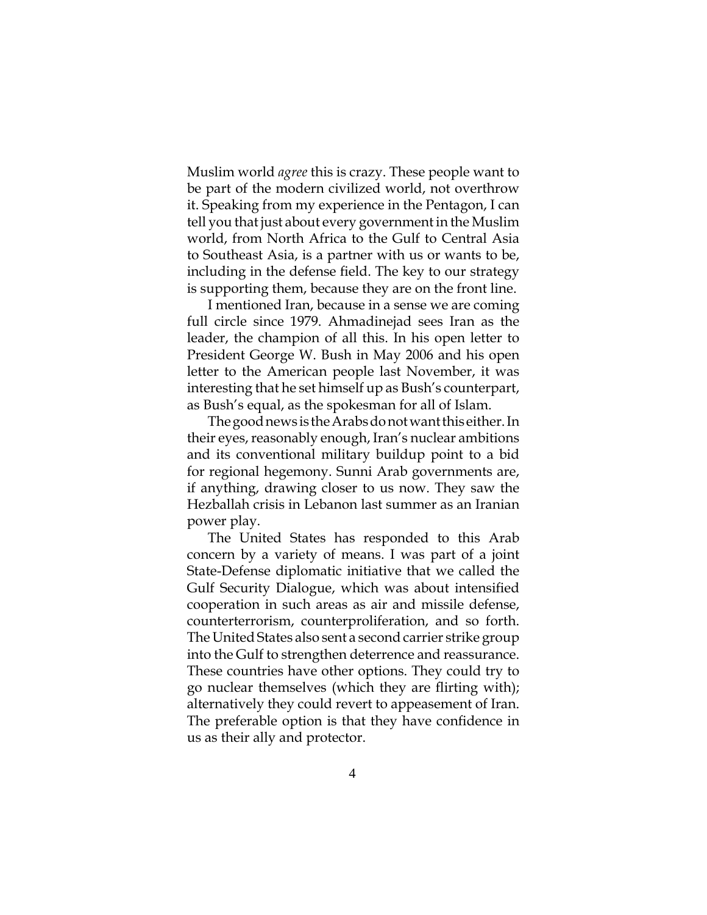Muslim world *agree* this is crazy. These people want to be part of the modern civilized world, not overthrow it. Speaking from my experience in the Pentagon, I can tell you that just about every government in the Muslim world, from North Africa to the Gulf to Central Asia to Southeast Asia, is a partner with us or wants to be, including in the defense field. The key to our strategy is supporting them, because they are on the front line.

I mentioned Iran, because in a sense we are coming full circle since 1979. Ahmadinejad sees Iran as the leader, the champion of all this. In his open letter to President George W. Bush in May 2006 and his open letter to the American people last November, it was interesting that he set himself up as Bush's counterpart, as Bush's equal, as the spokesman for all of Islam.

The good news is the Arabs do not want this either. In their eyes, reasonably enough, Iran's nuclear ambitions and its conventional military buildup point to a bid for regional hegemony. Sunni Arab governments are, if anything, drawing closer to us now. They saw the Hezballah crisis in Lebanon last summer as an Iranian power play.

The United States has responded to this Arab concern by a variety of means. I was part of a joint State-Defense diplomatic initiative that we called the Gulf Security Dialogue, which was about intensified cooperation in such areas as air and missile defense, counterterrorism, counterproliferation, and so forth. The United States also sent a second carrier strike group into the Gulf to strengthen deterrence and reassurance. These countries have other options. They could try to go nuclear themselves (which they are flirting with); alternatively they could revert to appeasement of Iran. The preferable option is that they have confidence in us as their ally and protector.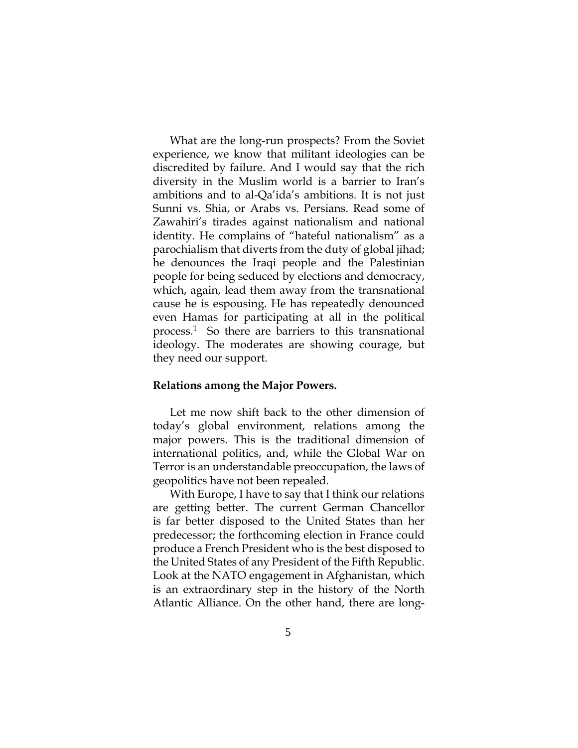What are the long-run prospects? From the Soviet experience, we know that militant ideologies can be discredited by failure. And I would say that the rich diversity in the Muslim world is a barrier to Iran's ambitions and to al-Qa'ida's ambitions. It is not just Sunni vs. Shia, or Arabs vs. Persians. Read some of Zawahiri's tirades against nationalism and national identity. He complains of "hateful nationalism" as a parochialism that diverts from the duty of global jihad; he denounces the Iraqi people and the Palestinian people for being seduced by elections and democracy, which, again, lead them away from the transnational cause he is espousing. He has repeatedly denounced even Hamas for participating at all in the political process.[1] So there are barriers to this transnational ideology. The moderates are showing courage, but they need our support.

**Relations among the Major Powers.**

Let me now shift back to the other dimension of today's global environment, relations among the major powers. This is the traditional dimension of international politics, and, while the Global War on Terror is an understandable preoccupation, the laws of geopolitics have not been repealed.

With Europe, I have to say that I think our relations are getting better. The current German Chancellor is far better disposed to the United States than her predecessor; the forthcoming election in France could produce a French President who is the best disposed to the United States of any President of the Fifth Republic. Look at the NATO engagement in Afghanistan, which is an extraordinary step in the history of the North Atlantic Alliance. On the other hand, there are long-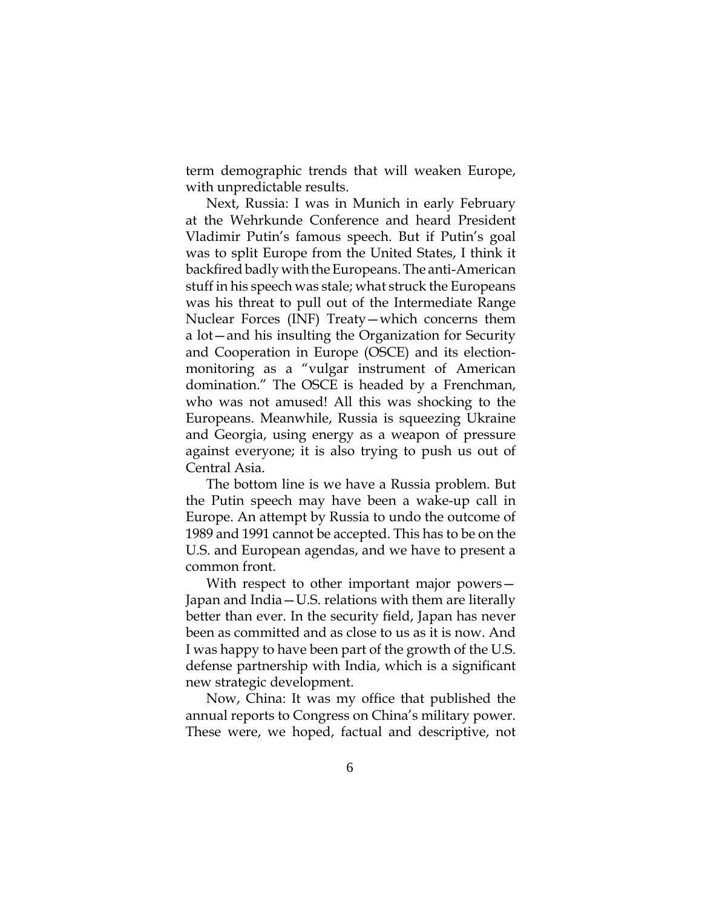term demographic trends that will weaken Europe, with unpredictable results.

Next, Russia: I was in Munich in early February at the Wehrkunde Conference and heard President Vladimir Putin's famous speech. But if Putin's goal was to split Europe from the United States, I think it backfired badly with the Europeans. The anti-American stuff in his speech was stale; what struck the Europeans was his threat to pull out of the Intermediate Range Nuclear Forces (INF) Treaty—which concerns them a lot—and his insulting the Organization for Security and Cooperation in Europe (OSCE) and its election-monitoring as a "vulgar instrument of American domination." The OSCE is headed by a Frenchman, who was not amused! All this was shocking to the Europeans. Meanwhile, Russia is squeezing Ukraine and Georgia, using energy as a weapon of pressure against everyone; it is also trying to push us out of Central Asia.

The bottom line is we have a Russia problem. But the Putin speech may have been a wake-up call in Europe. An attempt by Russia to undo the outcome of 1989 and 1991 cannot be accepted. This has to be on the U.S. and European agendas, and we have to present a common front.

With respect to other important major powers—Japan and India—U.S. relations with them are literally better than ever. In the security field, Japan has never been as committed and as close to us as it is now. And I was happy to have been part of the growth of the U.S. defense partnership with India, which is a significant new strategic development.

Now, China: It was my office that published the annual reports to Congress on China's military power. These were, we hoped, factual and descriptive, not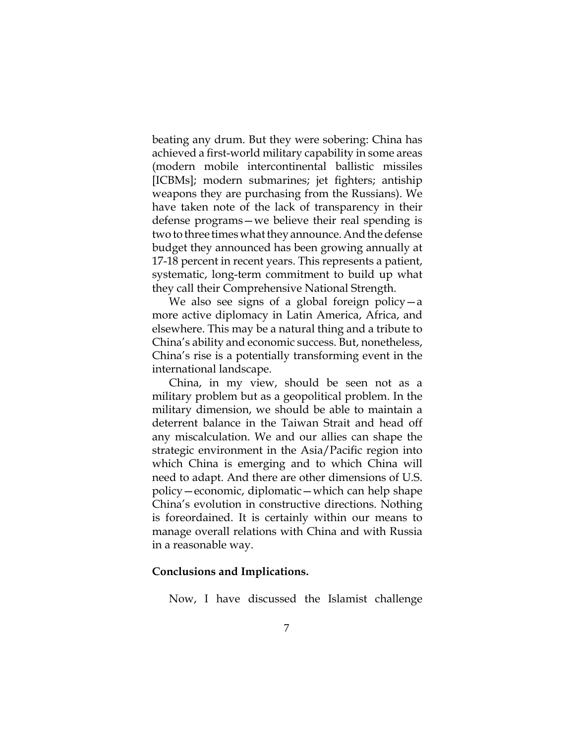beating any drum. But they were sobering: China has achieved a first-world military capability in some areas (modern mobile intercontinental ballistic missiles [ICBMs]; modern submarines; jet fighters; antiship weapons they are purchasing from the Russians). We have taken note of the lack of transparency in their defense programs—we believe their real spending is two to three times what they announce. And the defense budget they announced has been growing annually at 17-18 percent in recent years. This represents a patient, systematic, long-term commitment to build up what they call their Comprehensive National Strength.

We also see signs of a global foreign policy—a more active diplomacy in Latin America, Africa, and elsewhere. This may be a natural thing and a tribute to China's ability and economic success. But, nonetheless, China's rise is a potentially transforming event in the international landscape.

China, in my view, should be seen not as a military problem but as a geopolitical problem. In the military dimension, we should be able to maintain a deterrent balance in the Taiwan Strait and head off any miscalculation. We and our allies can shape the strategic environment in the Asia/Pacific region into which China is emerging and to which China will need to adapt. And there are other dimensions of U.S. policy—economic, diplomatic—which can help shape China's evolution in constructive directions. Nothing is foreordained. It is certainly within our means to manage overall relations with China and with Russia in a reasonable way.

**Conclusions and Implications.**

Now, I have discussed the Islamist challenge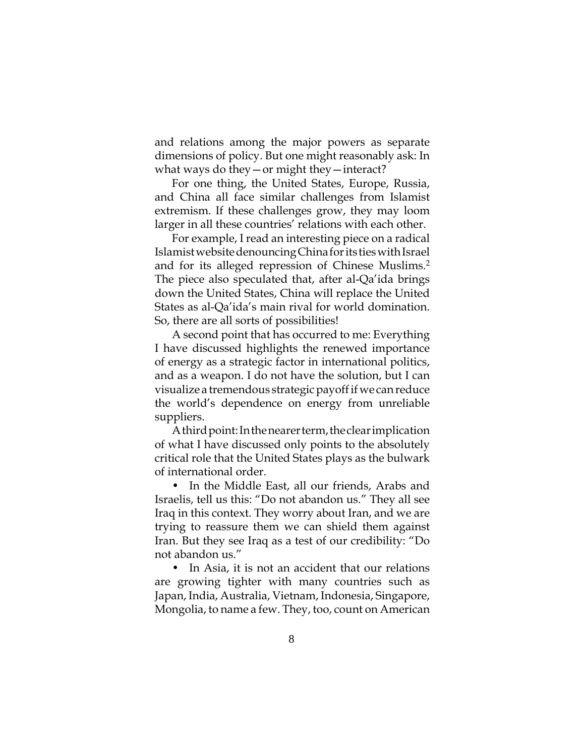and relations among the major powers as separate dimensions of policy. But one might reasonably ask: In what ways do they—or might they—interact?

For one thing, the United States, Europe, Russia, and China all face similar challenges from Islamist extremism. If these challenges grow, they may loom larger in all these countries' relations with each other.

For example, I read an interesting piece on a radical Islamist website denouncing China for its ties with Israel and for its alleged repression of Chinese Muslims.[2] The piece also speculated that, after al-Qa'ida brings down the United States, China will replace the United States as al-Qa'ida's main rival for world domination. So, there are all sorts of possibilities!

A second point that has occurred to me: Everything I have discussed highlights the renewed importance of energy as a strategic factor in international politics, and as a weapon. I do not have the solution, but I can visualize a tremendous strategic payoff if we can reduce the world's dependence on energy from unreliable suppliers.

A third point: In the nearer term, the clear implication of what I have discussed only points to the absolutely critical role that the United States plays as the bulwark of international order.

- In the Middle East, all our friends, Arabs and Israelis, tell us this: "Do not abandon us." They all see Iraq in this context. They worry about Iran, and we are trying to reassure them we can shield them against Iran. But they see Iraq as a test of our credibility: "Do not abandon us."
- In Asia, it is not an accident that our relations are growing tighter with many countries such as Japan, India, Australia, Vietnam, Indonesia, Singapore, Mongolia, to name a few. They, too, count on American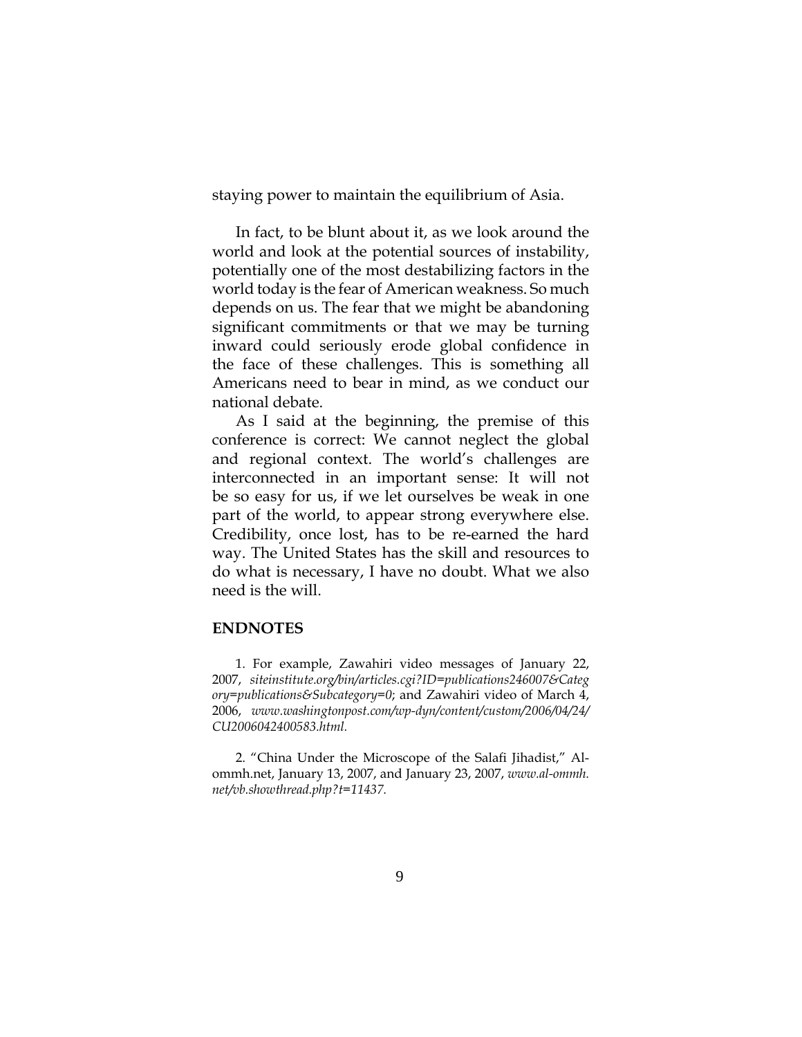staying power to maintain the equilibrium of Asia.

In fact, to be blunt about it, as we look around the world and look at the potential sources of instability, potentially one of the most destabilizing factors in the world today is the fear of American weakness. So much depends on us. The fear that we might be abandoning significant commitments or that we may be turning inward could seriously erode global confidence in the face of these challenges. This is something all Americans need to bear in mind, as we conduct our national debate.

As I said at the beginning, the premise of this conference is correct: We cannot neglect the global and regional context. The world's challenges are interconnected in an important sense: It will not be so easy for us, if we let ourselves be weak in one part of the world, to appear strong everywhere else. Credibility, once lost, has to be re-earned the hard way. The United States has the skill and resources to do what is necessary, I have no doubt. What we also need is the will.

## ENDNOTES

1. For example, Zawahiri video messages of January 22, 2007, *siteinstitute.org/bin/articles.cgi?ID=publications246007&Category=publications&Subcategory=0*; and Zawahiri video of March 4, 2006, *www.washingtonpost.com/wp-dyn/content/custom/2006/04/24/CU2006042400583.html.*

2. "China Under the Microscope of the Salafi Jihadist," Al-ommh.net, January 13, 2007, and January 23, 2007, *www.al-ommh.net/vb.showthread.php?t=11437.*